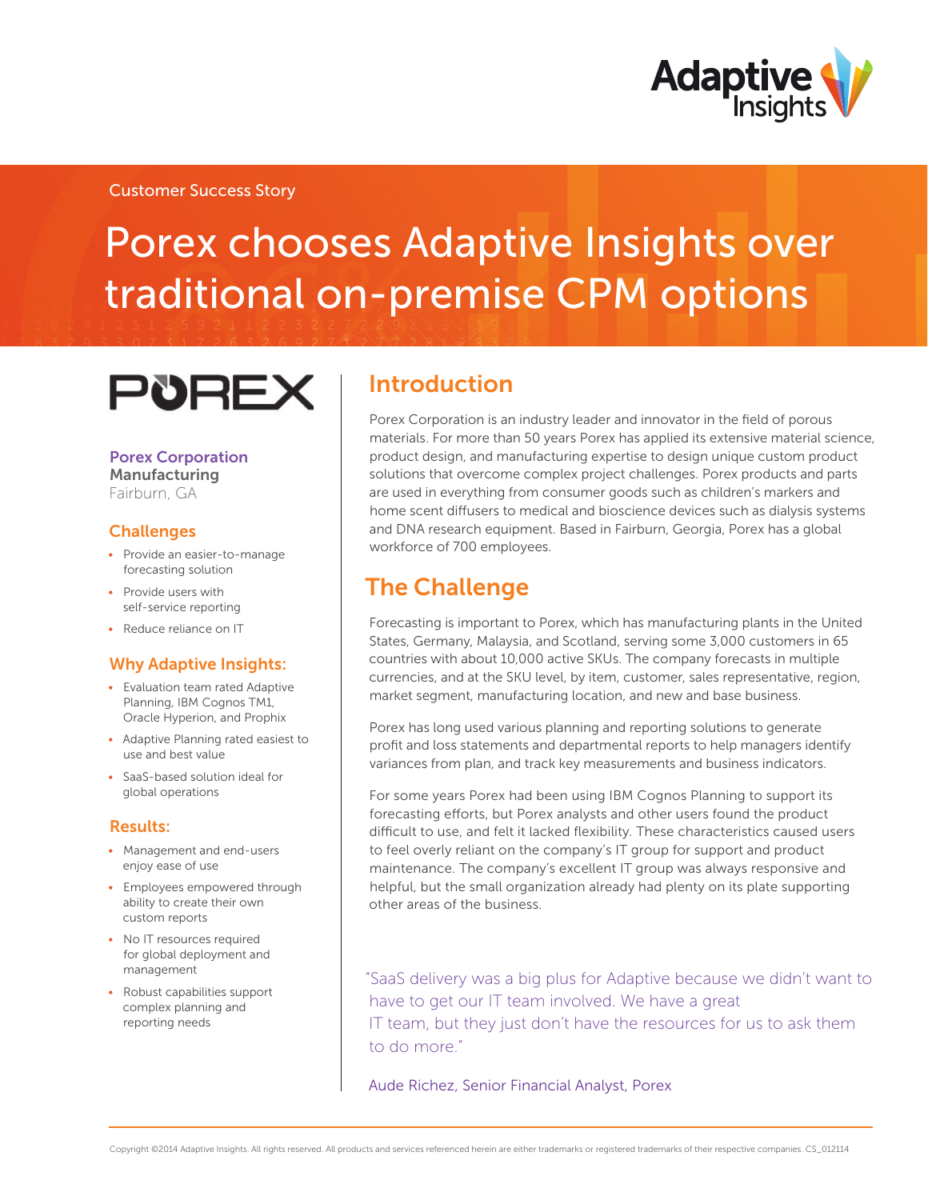Customer Success Story

# Porex chooses Adaptive Insights over traditional on-premise CPM options

**Porex Corporation**
**Manufacturing**
Fairburn, GA

## Challenges

- Provide an easier-to-manage forecasting solution
- Provide users with self-service reporting
- Reduce reliance on IT

## Why Adaptive Insights:

- Evaluation team rated Adaptive Planning, IBM Cognos TM1, Oracle Hyperion, and Prophix
- Adaptive Planning rated easiest to use and best value
- SaaS-based solution ideal for global operations

## Results:

- Management and end-users enjoy ease of use
- Employees empowered through ability to create their own custom reports
- No IT resources required for global deployment and management
- Robust capabilities support complex planning and reporting needs

## Introduction

Porex Corporation is an industry leader and innovator in the field of porous materials. For more than 50 years Porex has applied its extensive material science, product design, and manufacturing expertise to design unique custom product solutions that overcome complex project challenges. Porex products and parts are used in everything from consumer goods such as children's markers and home scent diffusers to medical and bioscience devices such as dialysis systems and DNA research equipment. Based in Fairburn, Georgia, Porex has a global workforce of 700 employees.

## The Challenge

Forecasting is important to Porex, which has manufacturing plants in the United States, Germany, Malaysia, and Scotland, serving some 3,000 customers in 65 countries with about 10,000 active SKUs. The company forecasts in multiple currencies, and at the SKU level, by item, customer, sales representative, region, market segment, manufacturing location, and new and base business.

Porex has long used various planning and reporting solutions to generate profit and loss statements and departmental reports to help managers identify variances from plan, and track key measurements and business indicators.

For some years Porex had been using IBM Cognos Planning to support its forecasting efforts, but Porex analysts and other users found the product difficult to use, and felt it lacked flexibility. These characteristics caused users to feel overly reliant on the company's IT group for support and product maintenance. The company's excellent IT group was always responsive and helpful, but the small organization already had plenty on its plate supporting other areas of the business.

> "SaaS delivery was a big plus for Adaptive because we didn't want to have to get our IT team involved. We have a great IT team, but they just don't have the resources for us to ask them to do more."
>
> Aude Richez, Senior Financial Analyst, Porex

Copyright ©2014 Adaptive Insights. All rights reserved. All products and services referenced herein are either trademarks or registered trademarks of their respective companies. CS_012114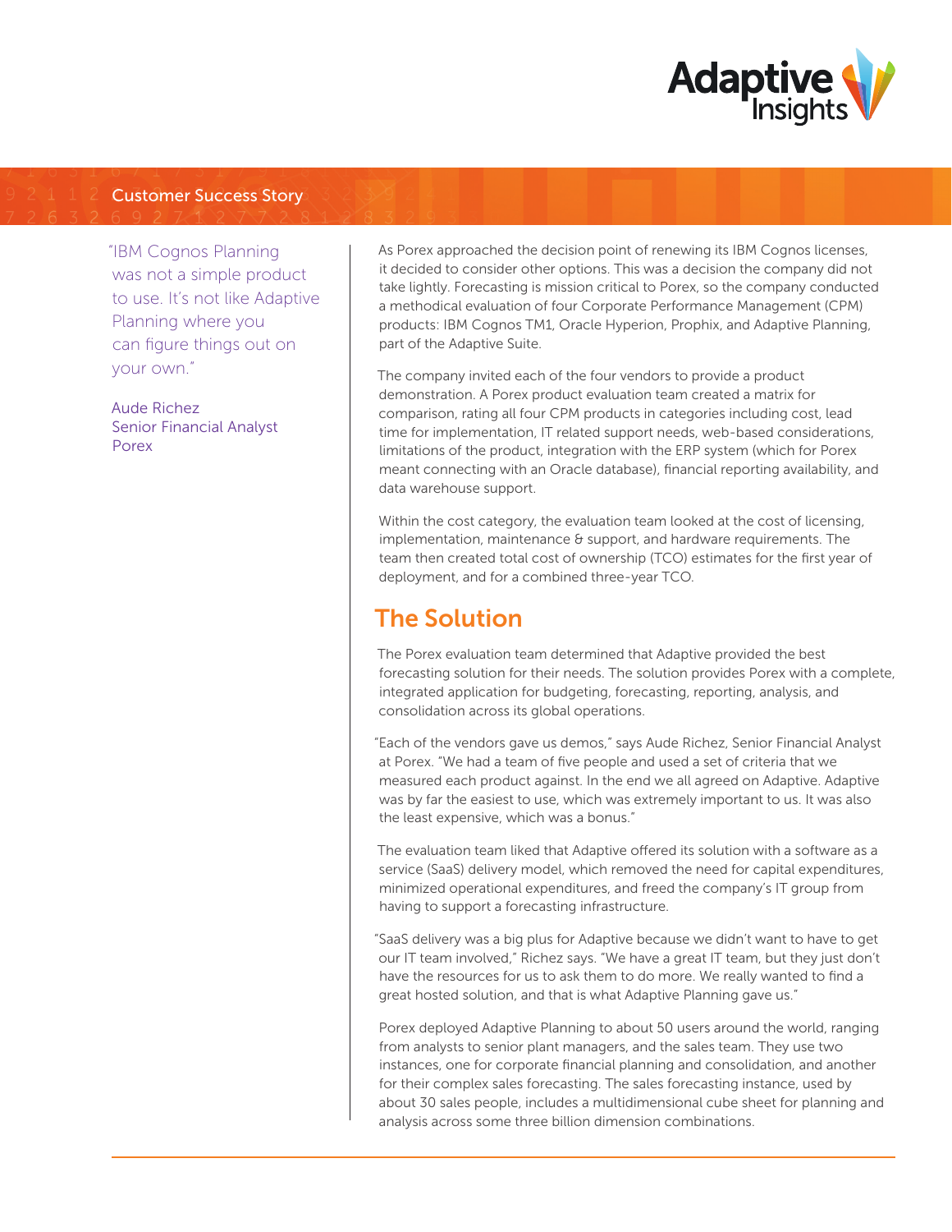Customer Success Story

> "IBM Cognos Planning was not a simple product to use. It's not like Adaptive Planning where you can figure things out on your own."
>
> Aude Richez
> Senior Financial Analyst
> Porex

As Porex approached the decision point of renewing its IBM Cognos licenses, it decided to consider other options. This was a decision the company did not take lightly. Forecasting is mission critical to Porex, so the company conducted a methodical evaluation of four Corporate Performance Management (CPM) products: IBM Cognos TM1, Oracle Hyperion, Prophix, and Adaptive Planning, part of the Adaptive Suite.

The company invited each of the four vendors to provide a product demonstration. A Porex product evaluation team created a matrix for comparison, rating all four CPM products in categories including cost, lead time for implementation, IT related support needs, web-based considerations, limitations of the product, integration with the ERP system (which for Porex meant connecting with an Oracle database), financial reporting availability, and data warehouse support.

Within the cost category, the evaluation team looked at the cost of licensing, implementation, maintenance & support, and hardware requirements. The team then created total cost of ownership (TCO) estimates for the first year of deployment, and for a combined three-year TCO.

## The Solution

The Porex evaluation team determined that Adaptive provided the best forecasting solution for their needs. The solution provides Porex with a complete, integrated application for budgeting, forecasting, reporting, analysis, and consolidation across its global operations.

"Each of the vendors gave us demos," says Aude Richez, Senior Financial Analyst at Porex. "We had a team of five people and used a set of criteria that we measured each product against. In the end we all agreed on Adaptive. Adaptive was by far the easiest to use, which was extremely important to us. It was also the least expensive, which was a bonus."

The evaluation team liked that Adaptive offered its solution with a software as a service (SaaS) delivery model, which removed the need for capital expenditures, minimized operational expenditures, and freed the company's IT group from having to support a forecasting infrastructure.

"SaaS delivery was a big plus for Adaptive because we didn't want to have to get our IT team involved," Richez says. "We have a great IT team, but they just don't have the resources for us to ask them to do more. We really wanted to find a great hosted solution, and that is what Adaptive Planning gave us."

Porex deployed Adaptive Planning to about 50 users around the world, ranging from analysts to senior plant managers, and the sales team. They use two instances, one for corporate financial planning and consolidation, and another for their complex sales forecasting. The sales forecasting instance, used by about 30 sales people, includes a multidimensional cube sheet for planning and analysis across some three billion dimension combinations.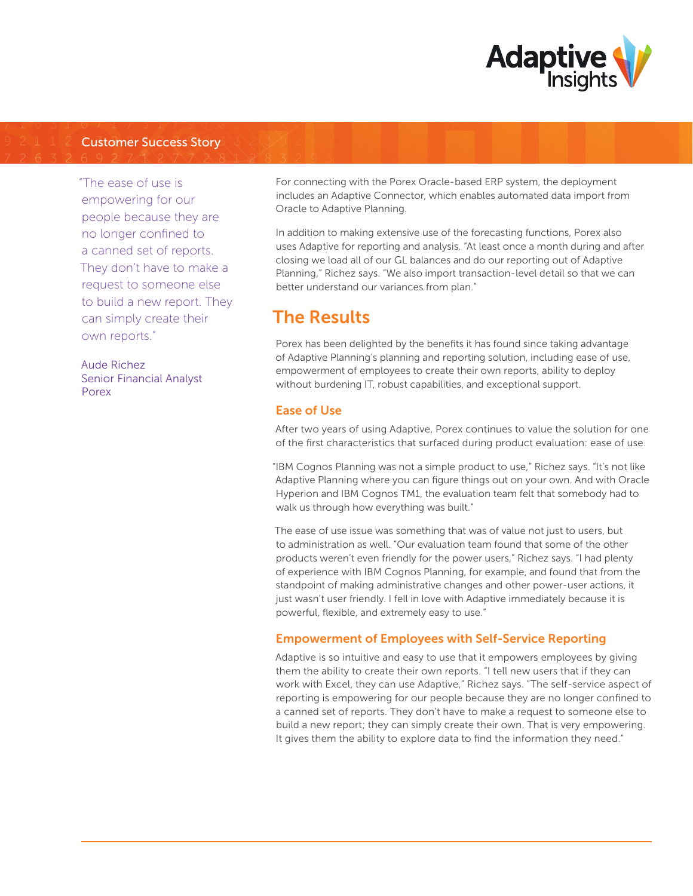"The ease of use is empowering for our people because they are no longer confined to a canned set of reports. They don't have to make a request to someone else to build a new report. They can simply create their own reports."

Aude Richez
Senior Financial Analyst
Porex

For connecting with the Porex Oracle-based ERP system, the deployment includes an Adaptive Connector, which enables automated data import from Oracle to Adaptive Planning.

In addition to making extensive use of the forecasting functions, Porex also uses Adaptive for reporting and analysis. "At least once a month during and after closing we load all of our GL balances and do our reporting out of Adaptive Planning," Richez says. "We also import transaction-level detail so that we can better understand our variances from plan."

## The Results

Porex has been delighted by the benefits it has found since taking advantage of Adaptive Planning's planning and reporting solution, including ease of use, empowerment of employees to create their own reports, ability to deploy without burdening IT, robust capabilities, and exceptional support.

### Ease of Use

After two years of using Adaptive, Porex continues to value the solution for one of the first characteristics that surfaced during product evaluation: ease of use.

"IBM Cognos Planning was not a simple product to use," Richez says. "It's not like Adaptive Planning where you can figure things out on your own. And with Oracle Hyperion and IBM Cognos TM1, the evaluation team felt that somebody had to walk us through how everything was built."

The ease of use issue was something that was of value not just to users, but to administration as well. "Our evaluation team found that some of the other products weren't even friendly for the power users," Richez says. "I had plenty of experience with IBM Cognos Planning, for example, and found that from the standpoint of making administrative changes and other power-user actions, it just wasn't user friendly. I fell in love with Adaptive immediately because it is powerful, flexible, and extremely easy to use."

### Empowerment of Employees with Self-Service Reporting

Adaptive is so intuitive and easy to use that it empowers employees by giving them the ability to create their own reports. "I tell new users that if they can work with Excel, they can use Adaptive," Richez says. "The self-service aspect of reporting is empowering for our people because they are no longer confined to a canned set of reports. They don't have to make a request to someone else to build a new report; they can simply create their own. That is very empowering. It gives them the ability to explore data to find the information they need."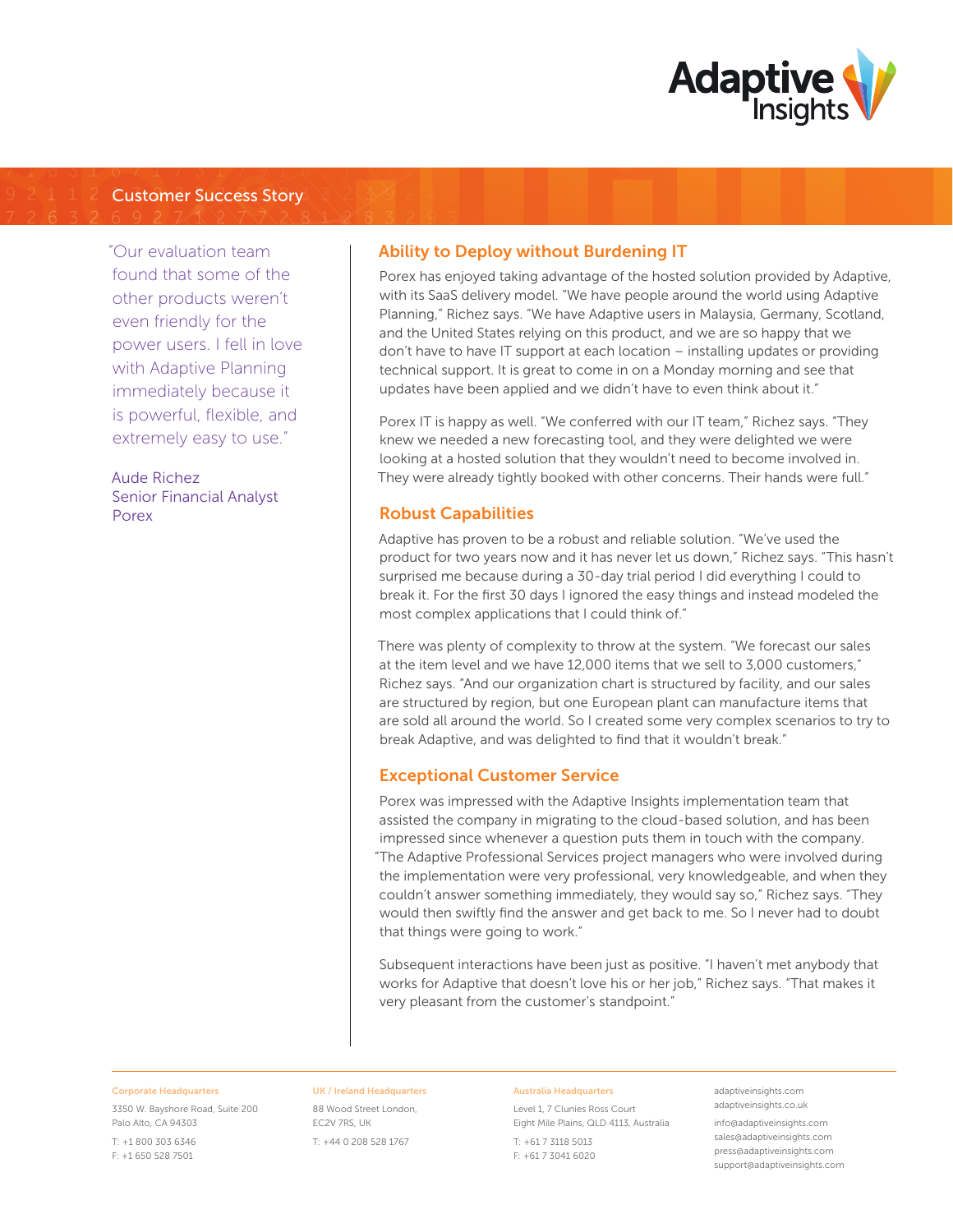Customer Success Story

> "Our evaluation team found that some of the other products weren't even friendly for the power users. I fell in love with Adaptive Planning immediately because it is powerful, flexible, and extremely easy to use."
>
> Aude Richez
> Senior Financial Analyst
> Porex

## Ability to Deploy without Burdening IT

Porex has enjoyed taking advantage of the hosted solution provided by Adaptive, with its SaaS delivery model. "We have people around the world using Adaptive Planning," Richez says. "We have Adaptive users in Malaysia, Germany, Scotland, and the United States relying on this product, and we are so happy that we don't have to have IT support at each location – installing updates or providing technical support. It is great to come in on a Monday morning and see that updates have been applied and we didn't have to even think about it."

Porex IT is happy as well. "We conferred with our IT team," Richez says. "They knew we needed a new forecasting tool, and they were delighted we were looking at a hosted solution that they wouldn't need to become involved in. They were already tightly booked with other concerns. Their hands were full."

## Robust Capabilities

Adaptive has proven to be a robust and reliable solution. "We've used the product for two years now and it has never let us down," Richez says. "This hasn't surprised me because during a 30-day trial period I did everything I could to break it. For the first 30 days I ignored the easy things and instead modeled the most complex applications that I could think of."

There was plenty of complexity to throw at the system. "We forecast our sales at the item level and we have 12,000 items that we sell to 3,000 customers," Richez says. "And our organization chart is structured by facility, and our sales are structured by region, but one European plant can manufacture items that are sold all around the world. So I created some very complex scenarios to try to break Adaptive, and was delighted to find that it wouldn't break."

## Exceptional Customer Service

Porex was impressed with the Adaptive Insights implementation team that assisted the company in migrating to the cloud-based solution, and has been impressed since whenever a question puts them in touch with the company. "The Adaptive Professional Services project managers who were involved during the implementation were very professional, very knowledgeable, and when they couldn't answer something immediately, they would say so," Richez says. "They would then swiftly find the answer and get back to me. So I never had to doubt that things were going to work."

Subsequent interactions have been just as positive. "I haven't met anybody that works for Adaptive that doesn't love his or her job," Richez says. "That makes it very pleasant from the customer's standpoint."

**Corporate Headquarters**
3350 W. Bayshore Road, Suite 200
Palo Alto, CA 94303
T: +1 800 303 6346
F: +1 650 528 7501

**UK / Ireland Headquarters**
88 Wood Street London,
EC2V 7RS, UK
T: +44 0 208 528 1767

**Australia Headquarters**
Level 1, 7 Clunies Ross Court
Eight Mile Plains, QLD 4113, Australia
T: +61 7 3118 5013
F: +61 7 3041 6020

adaptiveinsights.com
adaptiveinsights.co.uk
info@adaptiveinsights.com
sales@adaptiveinsights.com
press@adaptiveinsights.com
support@adaptiveinsights.com